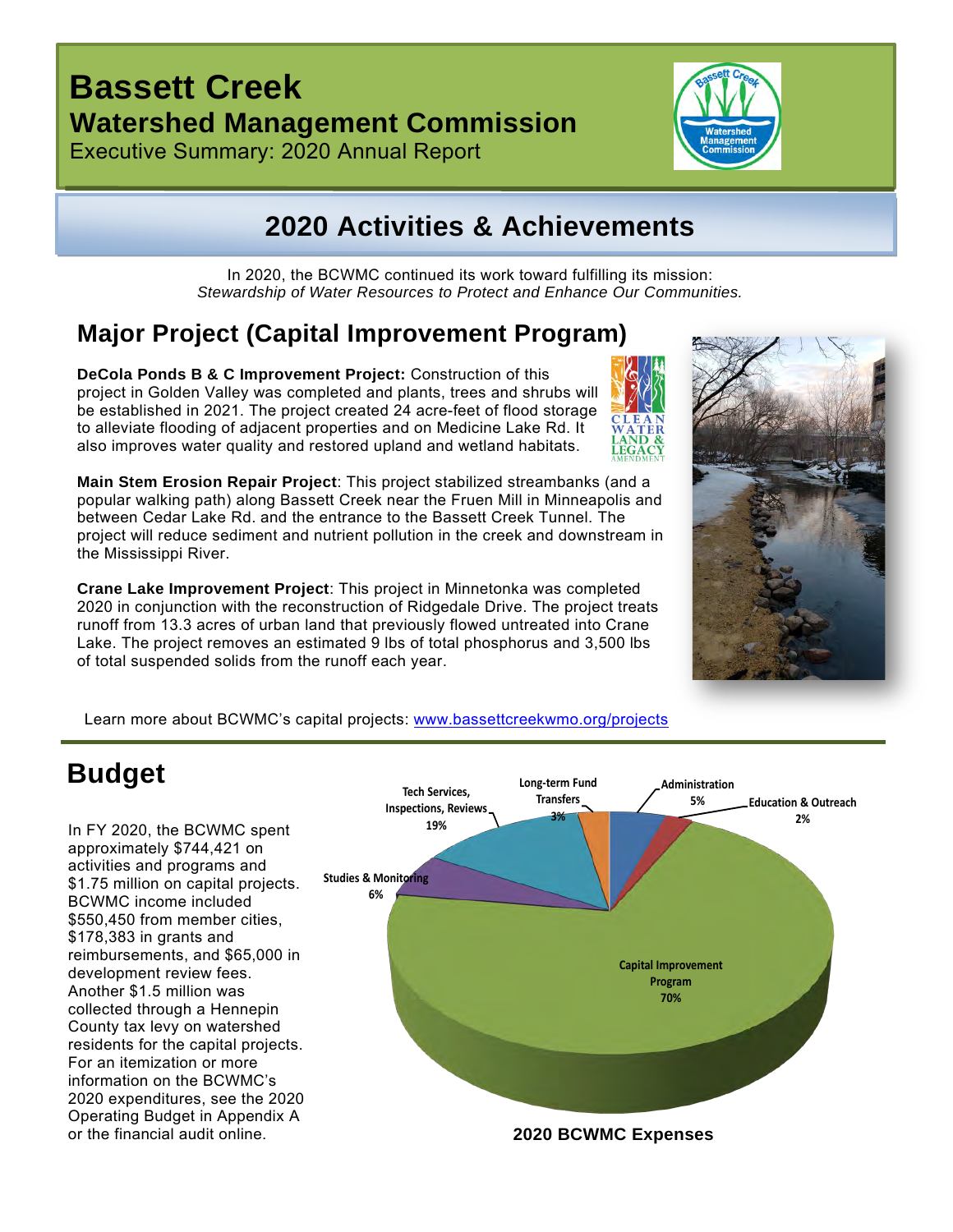# Bassett Creek

## Watershed Management Commission

Executive Summary: 2020 Annual Report

## 2020 Activities & Achievements

In 2020, the BCWMC continued its work toward fulfilling its mission:
*Stewardship of Water Resources to Protect and Enhance Our Communities.*

## Major Project (Capital Improvement Program)

**DeCola Ponds B & C Improvement Project:** Construction of this project in Golden Valley was completed and plants, trees and shrubs will be established in 2021. The project created 24 acre-feet of flood storage to alleviate flooding of adjacent properties and on Medicine Lake Rd. It also improves water quality and restored upland and wetland habitats.

**Main Stem Erosion Repair Project**: This project stabilized streambanks (and a popular walking path) along Bassett Creek near the Fruen Mill in Minneapolis and between Cedar Lake Rd. and the entrance to the Bassett Creek Tunnel. The project will reduce sediment and nutrient pollution in the creek and downstream in the Mississippi River.

**Crane Lake Improvement Project**: This project in Minnetonka was completed 2020 in conjunction with the reconstruction of Ridgedale Drive. The project treats runoff from 13.3 acres of urban land that previously flowed untreated into Crane Lake. The project removes an estimated 9 lbs of total phosphorus and 3,500 lbs of total suspended solids from the runoff each year.

Learn more about BCWMC's capital projects: www.bassettcreekwmo.org/projects

## Budget

In FY 2020, the BCWMC spent approximately $744,421 on activities and programs and $1.75 million on capital projects. BCWMC income included $550,450 from member cities, $178,383 in grants and reimbursements, and $65,000 in development review fees. Another $1.5 million was collected through a Hennepin County tax levy on watershed residents for the capital projects. For an itemization or more information on the BCWMC's 2020 expenditures, see the 2020 Operating Budget in Appendix A or the financial audit online.

| Category | Share |
|---|---|
| Capital Improvement Program | 70% |
| Tech Services, Inspections, Reviews | 19% |
| Studies & Monitoring | 6% |
| Administration | 5% |
| Long-term Fund Transfers | 3% |
| Education & Outreach | 2% |

**2020 BCWMC Expenses**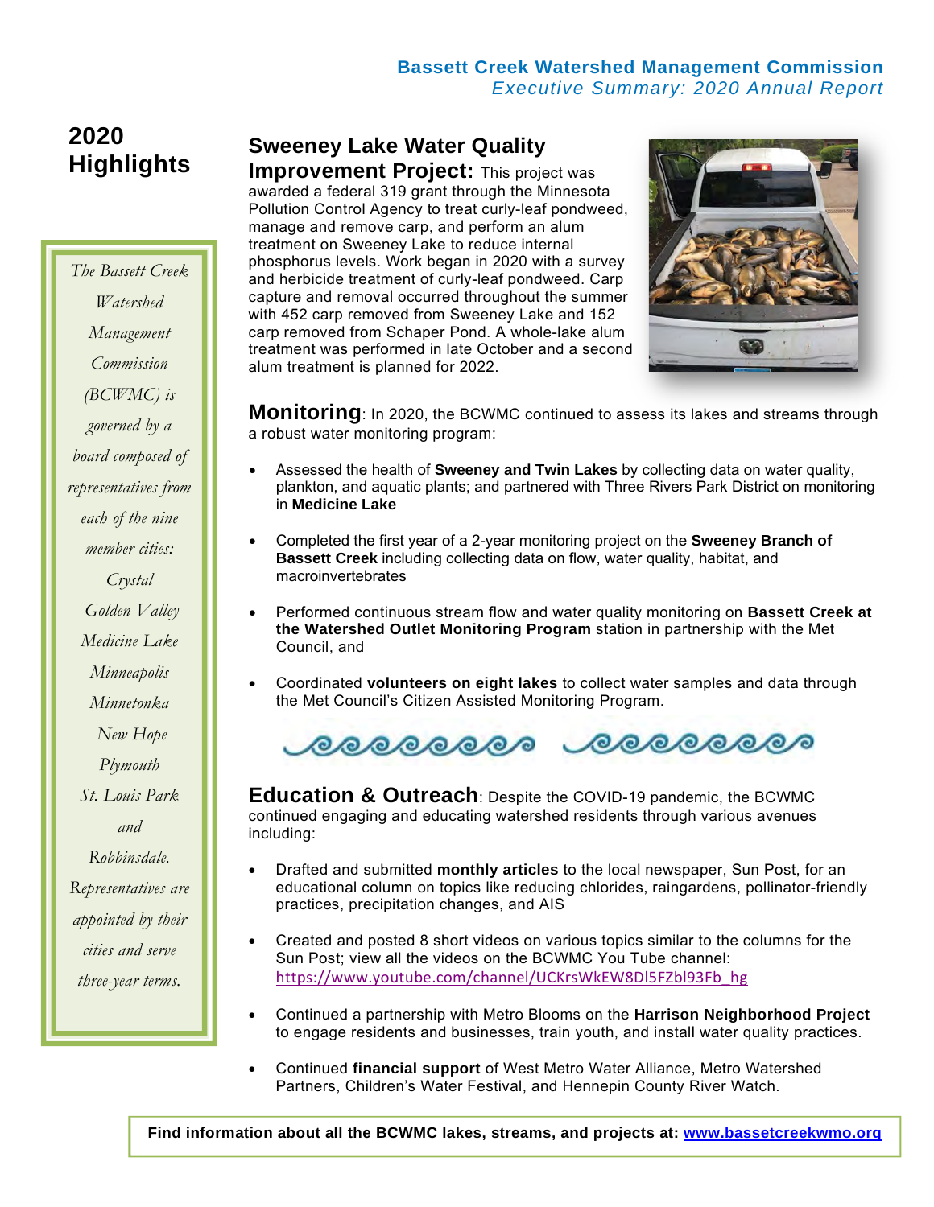# 2020 Highlights

*The Bassett Creek Watershed Management Commission (BCWMC) is governed by a board composed of representatives from each of the nine member cities: Crystal Golden Valley Medicine Lake Minneapolis Minnetonka New Hope Plymouth St. Louis Park and Robbinsdale. Representatives are appointed by their cities and serve three-year terms.*

## Sweeney Lake Water Quality Improvement Project:

This project was awarded a federal 319 grant through the Minnesota Pollution Control Agency to treat curly-leaf pondweed, manage and remove carp, and perform an alum treatment on Sweeney Lake to reduce internal phosphorus levels. Work began in 2020 with a survey and herbicide treatment of curly-leaf pondweed. Carp capture and removal occurred throughout the summer with 452 carp removed from Sweeney Lake and 152 carp removed from Schaper Pond. A whole-lake alum treatment was performed in late October and a second alum treatment is planned for 2022.

## Monitoring

In 2020, the BCWMC continued to assess its lakes and streams through a robust water monitoring program:

- Assessed the health of **Sweeney and Twin Lakes** by collecting data on water quality, plankton, and aquatic plants; and partnered with Three Rivers Park District on monitoring in **Medicine Lake**
- Completed the first year of a 2-year monitoring project on the **Sweeney Branch of Bassett Creek** including collecting data on flow, water quality, habitat, and macroinvertebrates
- Performed continuous stream flow and water quality monitoring on **Bassett Creek at the Watershed Outlet Monitoring Program** station in partnership with the Met Council, and
- Coordinated **volunteers on eight lakes** to collect water samples and data through the Met Council's Citizen Assisted Monitoring Program.

## Education & Outreach

Despite the COVID-19 pandemic, the BCWMC continued engaging and educating watershed residents through various avenues including:

- Drafted and submitted **monthly articles** to the local newspaper, Sun Post, for an educational column on topics like reducing chlorides, raingardens, pollinator-friendly practices, precipitation changes, and AIS
- Created and posted 8 short videos on various topics similar to the columns for the Sun Post; view all the videos on the BCWMC You Tube channel: https://www.youtube.com/channel/UCKrsWkEW8Dl5FZbl93Fb_hg
- Continued a partnership with Metro Blooms on the **Harrison Neighborhood Project** to engage residents and businesses, train youth, and install water quality practices.
- Continued **financial support** of West Metro Water Alliance, Metro Watershed Partners, Children's Water Festival, and Hennepin County River Watch.

**Find information about all the BCWMC lakes, streams, and projects at: www.bassetcreekwmo.org**